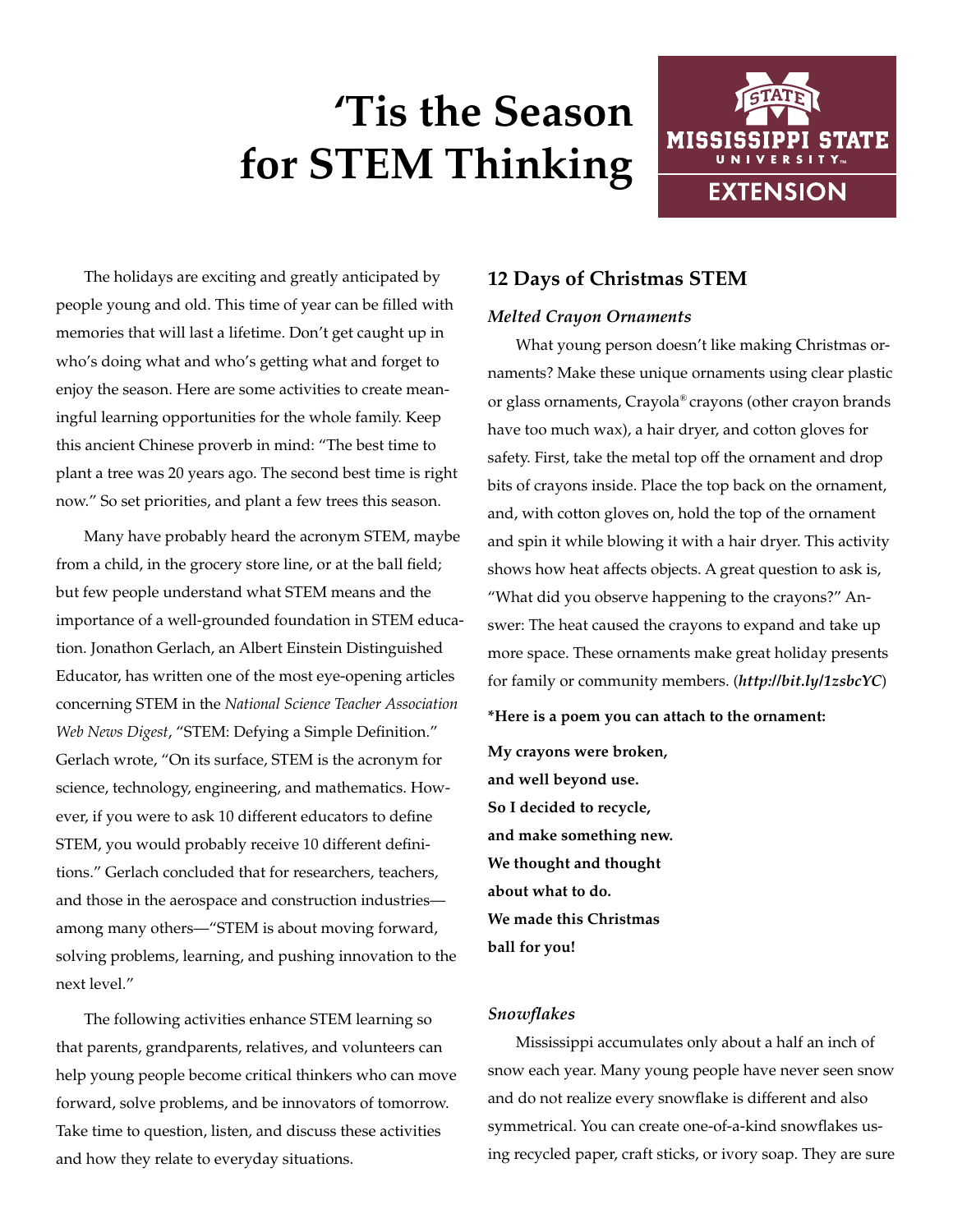# 'Tis the Season for STEM Thinking

MISSISSIPPI STATE UNIVERSITY EXTENSION

The holidays are exciting and greatly anticipated by people young and old. This time of year can be filled with memories that will last a lifetime. Don't get caught up in who's doing what and who's getting what and forget to enjoy the season. Here are some activities to create meaningful learning opportunities for the whole family. Keep this ancient Chinese proverb in mind: "The best time to plant a tree was 20 years ago. The second best time is right now." So set priorities, and plant a few trees this season.

Many have probably heard the acronym STEM, maybe from a child, in the grocery store line, or at the ball field; but few people understand what STEM means and the importance of a well-grounded foundation in STEM education. Jonathon Gerlach, an Albert Einstein Distinguished Educator, has written one of the most eye-opening articles concerning STEM in the *National Science Teacher Association Web News Digest*, "STEM: Defying a Simple Definition." Gerlach wrote, "On its surface, STEM is the acronym for science, technology, engineering, and mathematics. However, if you were to ask 10 different educators to define STEM, you would probably receive 10 different definitions." Gerlach concluded that for researchers, teachers, and those in the aerospace and construction industries—among many others—"STEM is about moving forward, solving problems, learning, and pushing innovation to the next level."

The following activities enhance STEM learning so that parents, grandparents, relatives, and volunteers can help young people become critical thinkers who can move forward, solve problems, and be innovators of tomorrow. Take time to question, listen, and discuss these activities and how they relate to everyday situations.

## 12 Days of Christmas STEM

### *Melted Crayon Ornaments*

What young person doesn't like making Christmas ornaments? Make these unique ornaments using clear plastic or glass ornaments, Crayola® crayons (other crayon brands have too much wax), a hair dryer, and cotton gloves for safety. First, take the metal top off the ornament and drop bits of crayons inside. Place the top back on the ornament, and, with cotton gloves on, hold the top of the ornament and spin it while blowing it with a hair dryer. This activity shows how heat affects objects. A great question to ask is, "What did you observe happening to the crayons?" Answer: The heat caused the crayons to expand and take up more space. These ornaments make great holiday presents for family or community members. (***http://bit.ly/1zsbcYC***)

**\*Here is a poem you can attach to the ornament:**

**My crayons were broken,**
**and well beyond use.**
**So I decided to recycle,**
**and make something new.**
**We thought and thought**
**about what to do.**
**We made this Christmas**
**ball for you!**

### *Snowflakes*

Mississippi accumulates only about a half an inch of snow each year. Many young people have never seen snow and do not realize every snowflake is different and also symmetrical. You can create one-of-a-kind snowflakes using recycled paper, craft sticks, or ivory soap. They are sure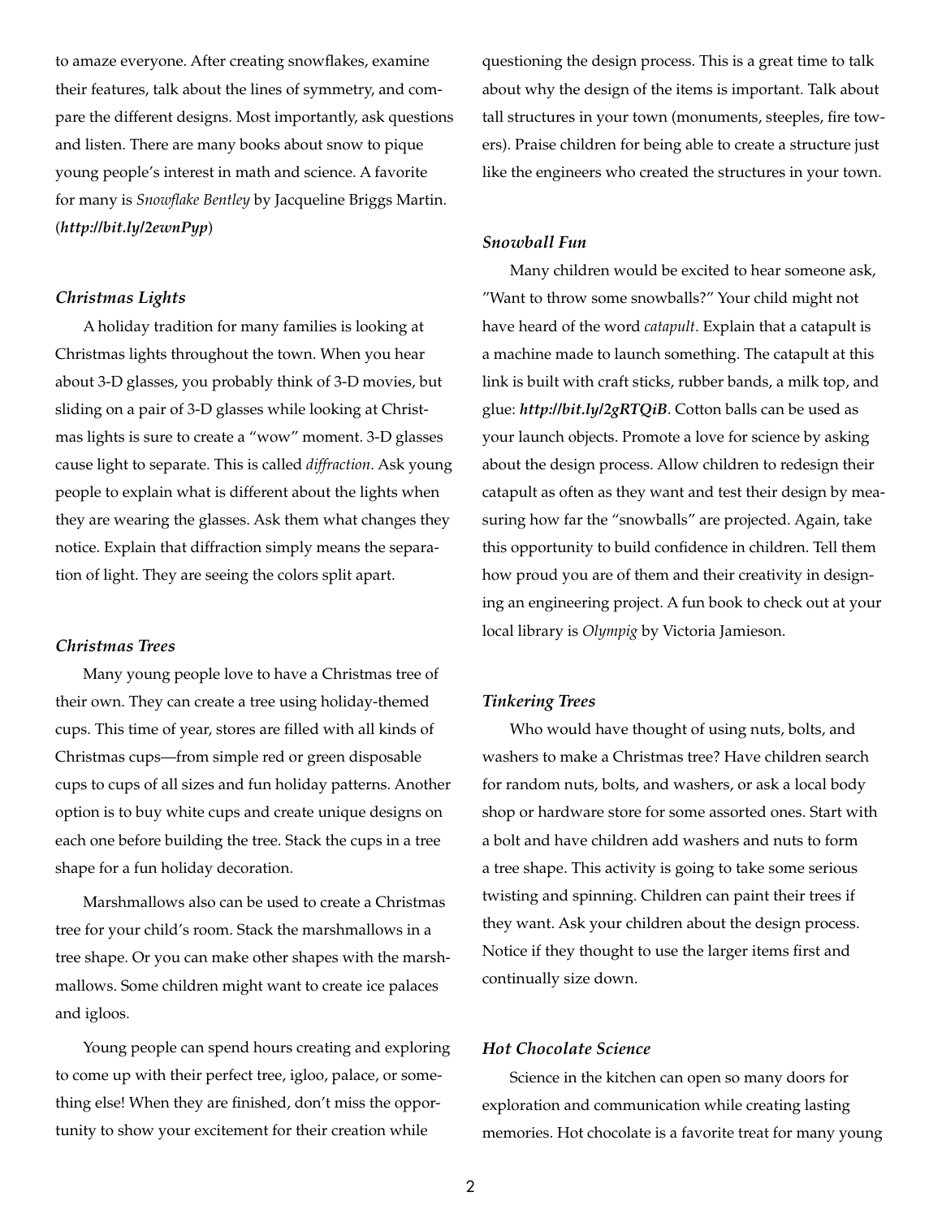to amaze everyone. After creating snowflakes, examine their features, talk about the lines of symmetry, and compare the different designs. Most importantly, ask questions and listen. There are many books about snow to pique young people's interest in math and science. A favorite for many is *Snowflake Bentley* by Jacqueline Briggs Martin. (***http://bit.ly/2ewnPyp***)

### *Christmas Lights*

A holiday tradition for many families is looking at Christmas lights throughout the town. When you hear about 3-D glasses, you probably think of 3-D movies, but sliding on a pair of 3-D glasses while looking at Christmas lights is sure to create a "wow" moment. 3-D glasses cause light to separate. This is called *diffraction*. Ask young people to explain what is different about the lights when they are wearing the glasses. Ask them what changes they notice. Explain that diffraction simply means the separation of light. They are seeing the colors split apart.

### *Christmas Trees*

Many young people love to have a Christmas tree of their own. They can create a tree using holiday-themed cups. This time of year, stores are filled with all kinds of Christmas cups—from simple red or green disposable cups to cups of all sizes and fun holiday patterns. Another option is to buy white cups and create unique designs on each one before building the tree. Stack the cups in a tree shape for a fun holiday decoration.

Marshmallows also can be used to create a Christmas tree for your child's room. Stack the marshmallows in a tree shape. Or you can make other shapes with the marshmallows. Some children might want to create ice palaces and igloos.

Young people can spend hours creating and exploring to come up with their perfect tree, igloo, palace, or something else! When they are finished, don't miss the opportunity to show your excitement for their creation while questioning the design process. This is a great time to talk about why the design of the items is important. Talk about tall structures in your town (monuments, steeples, fire towers). Praise children for being able to create a structure just like the engineers who created the structures in your town.

### *Snowball Fun*

Many children would be excited to hear someone ask, "Want to throw some snowballs?" Your child might not have heard of the word *catapult*. Explain that a catapult is a machine made to launch something. The catapult at this link is built with craft sticks, rubber bands, a milk top, and glue: ***http://bit.ly/2gRTQiB***. Cotton balls can be used as your launch objects. Promote a love for science by asking about the design process. Allow children to redesign their catapult as often as they want and test their design by measuring how far the "snowballs" are projected. Again, take this opportunity to build confidence in children. Tell them how proud you are of them and their creativity in designing an engineering project. A fun book to check out at your local library is *Olympig* by Victoria Jamieson.

### *Tinkering Trees*

Who would have thought of using nuts, bolts, and washers to make a Christmas tree? Have children search for random nuts, bolts, and washers, or ask a local body shop or hardware store for some assorted ones. Start with a bolt and have children add washers and nuts to form a tree shape. This activity is going to take some serious twisting and spinning. Children can paint their trees if they want. Ask your children about the design process. Notice if they thought to use the larger items first and continually size down.

### *Hot Chocolate Science*

Science in the kitchen can open so many doors for exploration and communication while creating lasting memories. Hot chocolate is a favorite treat for many young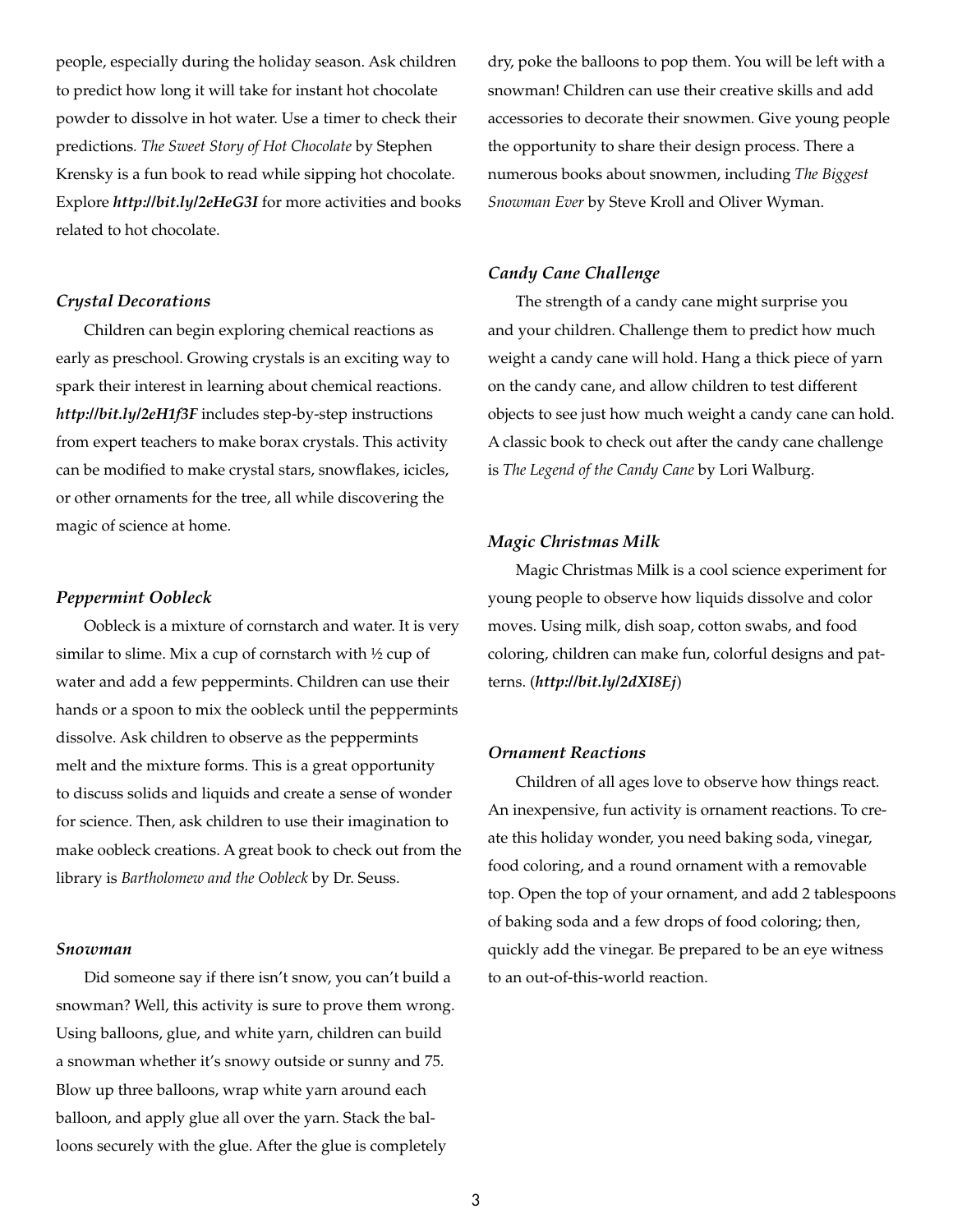people, especially during the holiday season. Ask children to predict how long it will take for instant hot chocolate powder to dissolve in hot water. Use a timer to check their predictions. *The Sweet Story of Hot Chocolate* by Stephen Krensky is a fun book to read while sipping hot chocolate. Explore ***http://bit.ly/2eHeG3I*** for more activities and books related to hot chocolate.

### *Crystal Decorations*

Children can begin exploring chemical reactions as early as preschool. Growing crystals is an exciting way to spark their interest in learning about chemical reactions. ***http://bit.ly/2eH1f3F*** includes step-by-step instructions from expert teachers to make borax crystals. This activity can be modified to make crystal stars, snowflakes, icicles, or other ornaments for the tree, all while discovering the magic of science at home.

### *Peppermint Oobleck*

Oobleck is a mixture of cornstarch and water. It is very similar to slime. Mix a cup of cornstarch with ½ cup of water and add a few peppermints. Children can use their hands or a spoon to mix the oobleck until the peppermints dissolve. Ask children to observe as the peppermints melt and the mixture forms. This is a great opportunity to discuss solids and liquids and create a sense of wonder for science. Then, ask children to use their imagination to make oobleck creations. A great book to check out from the library is *Bartholomew and the Oobleck* by Dr. Seuss.

### *Snowman*

Did someone say if there isn't snow, you can't build a snowman? Well, this activity is sure to prove them wrong. Using balloons, glue, and white yarn, children can build a snowman whether it's snowy outside or sunny and 75. Blow up three balloons, wrap white yarn around each balloon, and apply glue all over the yarn. Stack the balloons securely with the glue. After the glue is completely dry, poke the balloons to pop them. You will be left with a snowman! Children can use their creative skills and add accessories to decorate their snowmen. Give young people the opportunity to share their design process. There a numerous books about snowmen, including *The Biggest Snowman Ever* by Steve Kroll and Oliver Wyman.

### *Candy Cane Challenge*

The strength of a candy cane might surprise you and your children. Challenge them to predict how much weight a candy cane will hold. Hang a thick piece of yarn on the candy cane, and allow children to test different objects to see just how much weight a candy cane can hold. A classic book to check out after the candy cane challenge is *The Legend of the Candy Cane* by Lori Walburg.

### *Magic Christmas Milk*

Magic Christmas Milk is a cool science experiment for young people to observe how liquids dissolve and color moves. Using milk, dish soap, cotton swabs, and food coloring, children can make fun, colorful designs and patterns. (***http://bit.ly/2dXI8Ej***)

### *Ornament Reactions*

Children of all ages love to observe how things react. An inexpensive, fun activity is ornament reactions. To create this holiday wonder, you need baking soda, vinegar, food coloring, and a round ornament with a removable top. Open the top of your ornament, and add 2 tablespoons of baking soda and a few drops of food coloring; then, quickly add the vinegar. Be prepared to be an eye witness to an out-of-this-world reaction.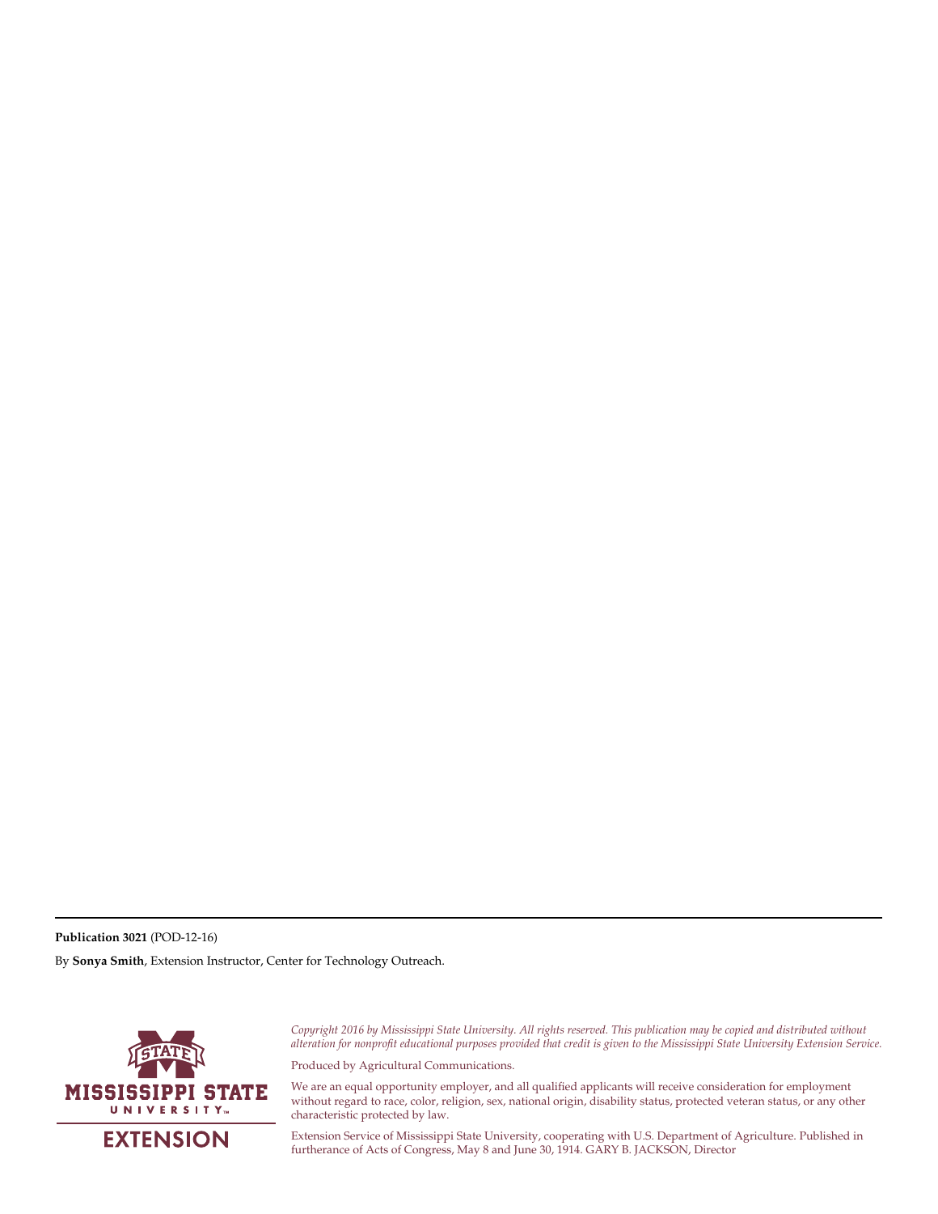**Publication 3021** (POD-12-16)

By **Sonya Smith**, Extension Instructor, Center for Technology Outreach.

MISSISSIPPI STATE UNIVERSITY™
EXTENSION

*Copyright 2016 by Mississippi State University. All rights reserved. This publication may be copied and distributed without alteration for nonprofit educational purposes provided that credit is given to the Mississippi State University Extension Service.*

Produced by Agricultural Communications.

We are an equal opportunity employer, and all qualified applicants will receive consideration for employment without regard to race, color, religion, sex, national origin, disability status, protected veteran status, or any other characteristic protected by law.

Extension Service of Mississippi State University, cooperating with U.S. Department of Agriculture. Published in furtherance of Acts of Congress, May 8 and June 30, 1914. GARY B. JACKSON, Director